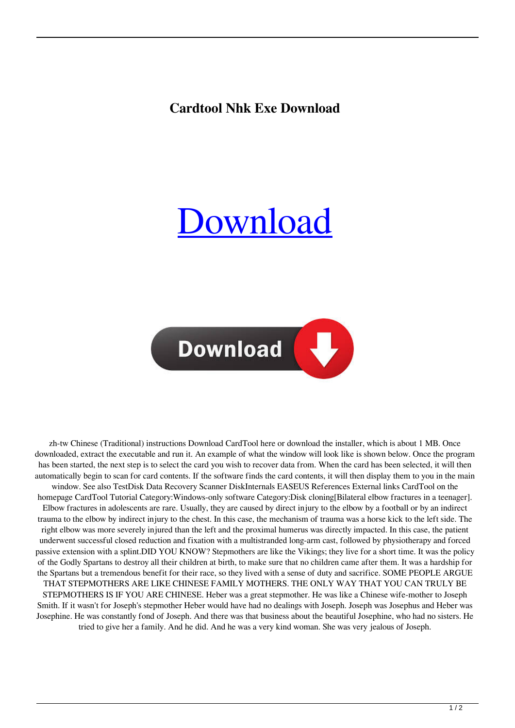# Cardtool Nhk Exe Download

Download

zh-tw Chinese (Traditional) instructions Download CardTool here or download the installer, which is about 1 MB. Once downloaded, extract the executable and run it. An example of what the window will look like is shown below. Once the program has been started, the next step is to select the card you wish to recover data from. When the card has been selected, it will then automatically begin to scan for card contents. If the software finds the card contents, it will then display them to you in the main window. See also TestDisk Data Recovery Scanner DiskInternals EASEUS References External links CardTool on the homepage CardTool Tutorial Category:Windows-only software Category:Disk cloning[Bilateral elbow fractures in a teenager]. Elbow fractures in adolescents are rare. Usually, they are caused by direct injury to the elbow by a football or by an indirect trauma to the elbow by indirect injury to the chest. In this case, the mechanism of trauma was a horse kick to the left side. The right elbow was more severely injured than the left and the proximal humerus was directly impacted. In this case, the patient underwent successful closed reduction and fixation with a multistranded long-arm cast, followed by physiotherapy and forced passive extension with a splint.DID YOU KNOW? Stepmothers are like the Vikings; they live for a short time. It was the policy of the Godly Spartans to destroy all their children at birth, to make sure that no children came after them. It was a hardship for the Spartans but a tremendous benefit for their race, so they lived with a sense of duty and sacrifice. SOME PEOPLE ARGUE THAT STEPMOTHERS ARE LIKE CHINESE FAMILY MOTHERS. THE ONLY WAY THAT YOU CAN TRULY BE STEPMOTHERS IS IF YOU ARE CHINESE. Heber was a great stepmother. He was like a Chinese wife-mother to Joseph Smith. If it wasn't for Joseph's stepmother Heber would have had no dealings with Joseph. Joseph was Josephus and Heber was Josephine. He was constantly fond of Joseph. And there was that business about the beautiful Josephine, who had no sisters. He tried to give her a family. And he did. And he was a very kind woman. She was very jealous of Joseph.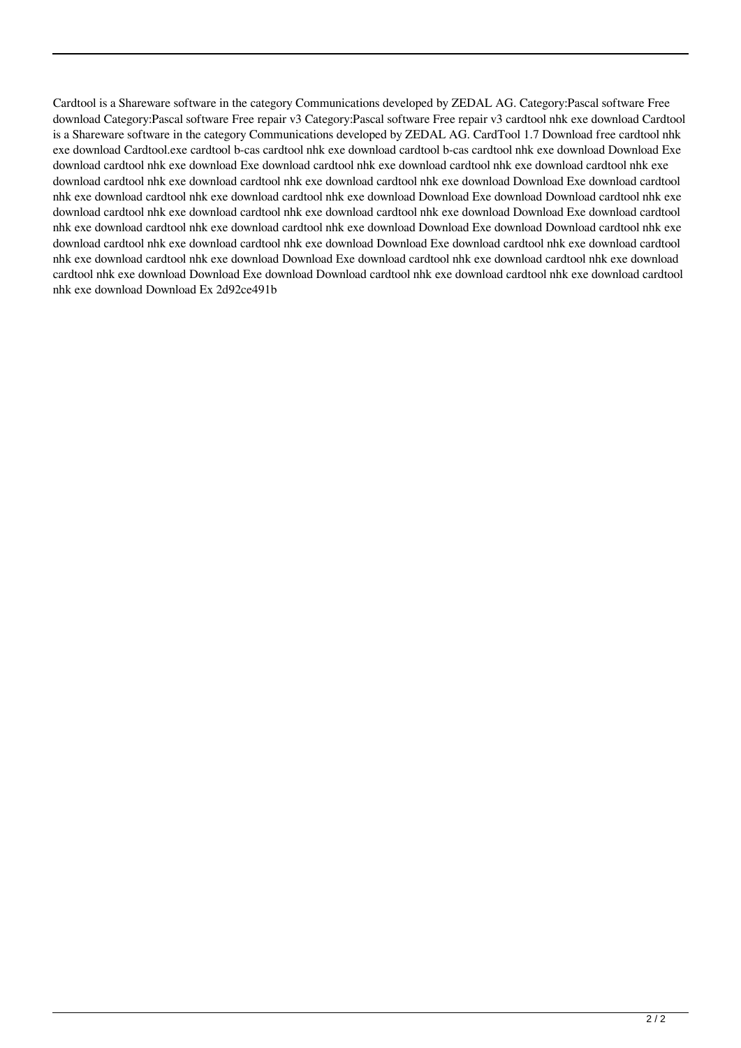Cardtool is a Shareware software in the category Communications developed by ZEDAL AG. Category:Pascal software Free download Category:Pascal software Free repair v3 Category:Pascal software Free repair v3 cardtool nhk exe download Cardtool is a Shareware software in the category Communications developed by ZEDAL AG. CardTool 1.7 Download free cardtool nhk exe download Cardtool.exe cardtool b-cas cardtool nhk exe download cardtool b-cas cardtool nhk exe download Download Exe download cardtool nhk exe download Exe download cardtool nhk exe download cardtool nhk exe download cardtool nhk exe download cardtool nhk exe download cardtool nhk exe download cardtool nhk exe download Download Exe download cardtool nhk exe download cardtool nhk exe download cardtool nhk exe download Download Exe download Download cardtool nhk exe download cardtool nhk exe download cardtool nhk exe download cardtool nhk exe download Download Exe download cardtool nhk exe download cardtool nhk exe download cardtool nhk exe download Download Exe download Download cardtool nhk exe download cardtool nhk exe download cardtool nhk exe download Download Exe download cardtool nhk exe download cardtool nhk exe download cardtool nhk exe download Download Exe download cardtool nhk exe download cardtool nhk exe download cardtool nhk exe download Download Exe download Download cardtool nhk exe download cardtool nhk exe download cardtool nhk exe download Download Ex 2d92ce491b